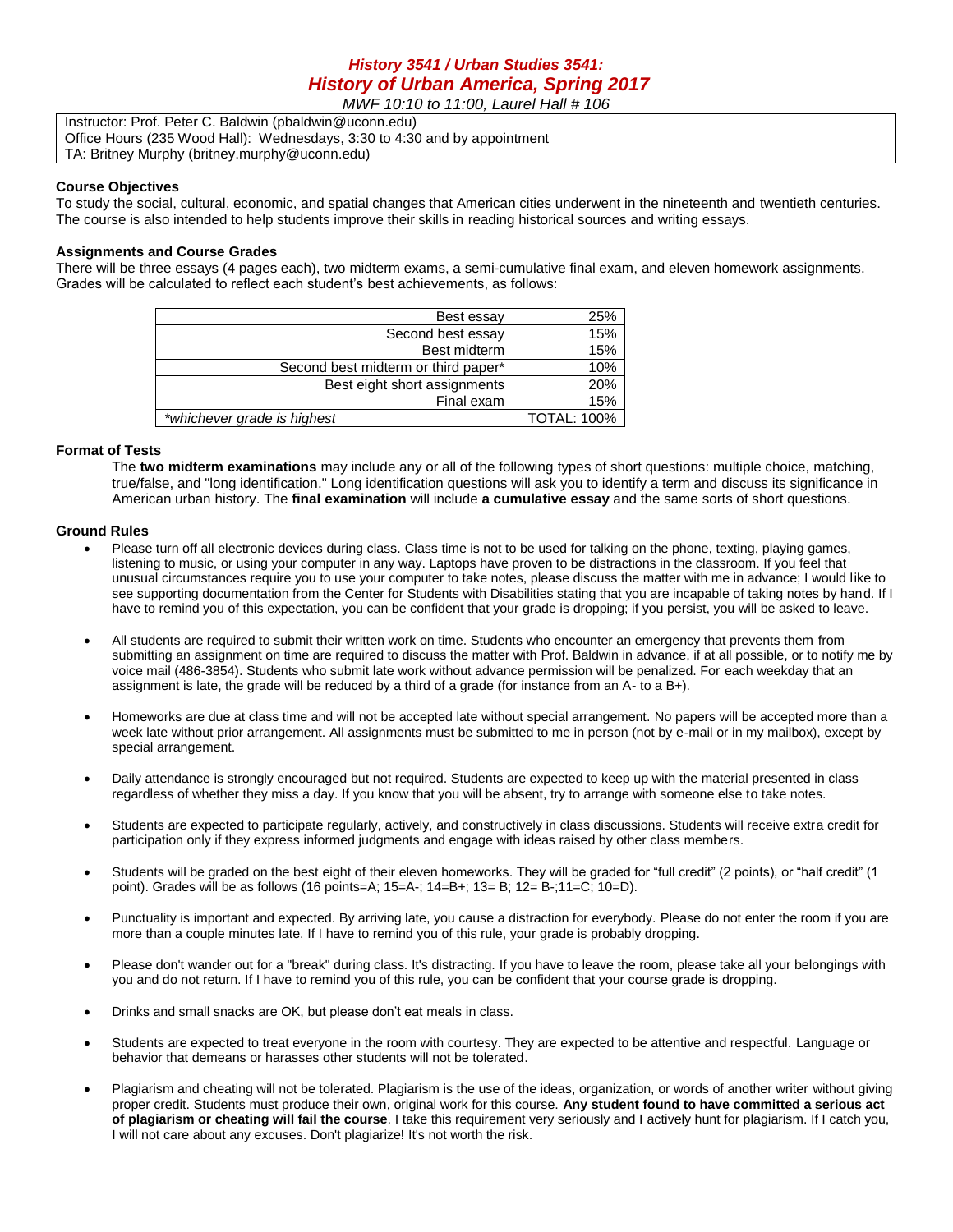# *History 3541 / Urban Studies 3541:*
# *History of Urban America, Spring 2017*

*MWF 10:10 to 11:00, Laurel Hall # 106*

Instructor: Prof. Peter C. Baldwin (pbaldwin@uconn.edu)
Office Hours (235 Wood Hall): Wednesdays, 3:30 to 4:30 and by appointment
TA: Britney Murphy (britney.murphy@uconn.edu)

### Course Objectives

To study the social, cultural, economic, and spatial changes that American cities underwent in the nineteenth and twentieth centuries. The course is also intended to help students improve their skills in reading historical sources and writing essays.

### Assignments and Course Grades

There will be three essays (4 pages each), two midterm exams, a semi-cumulative final exam, and eleven homework assignments. Grades will be calculated to reflect each student's best achievements, as follows:

| | |
|---:|---:|
| Best essay | 25% |
| Second best essay | 15% |
| Best midterm | 15% |
| Second best midterm or third paper* | 10% |
| Best eight short assignments | 20% |
| Final exam | 15% |
| *\*whichever grade is highest* | TOTAL: 100% |

### Format of Tests

The **two midterm examinations** may include any or all of the following types of short questions: multiple choice, matching, true/false, and "long identification." Long identification questions will ask you to identify a term and discuss its significance in American urban history. The **final examination** will include **a cumulative essay** and the same sorts of short questions.

### Ground Rules

- Please turn off all electronic devices during class. Class time is not to be used for talking on the phone, texting, playing games, listening to music, or using your computer in any way. Laptops have proven to be distractions in the classroom. If you feel that unusual circumstances require you to use your computer to take notes, please discuss the matter with me in advance; I would like to see supporting documentation from the Center for Students with Disabilities stating that you are incapable of taking notes by hand. If I have to remind you of this expectation, you can be confident that your grade is dropping; if you persist, you will be asked to leave.

- All students are required to submit their written work on time. Students who encounter an emergency that prevents them from submitting an assignment on time are required to discuss the matter with Prof. Baldwin in advance, if at all possible, or to notify me by voice mail (486-3854). Students who submit late work without advance permission will be penalized. For each weekday that an assignment is late, the grade will be reduced by a third of a grade (for instance from an A- to a B+).

- Homeworks are due at class time and will not be accepted late without special arrangement. No papers will be accepted more than a week late without prior arrangement. All assignments must be submitted to me in person (not by e-mail or in my mailbox), except by special arrangement.

- Daily attendance is strongly encouraged but not required. Students are expected to keep up with the material presented in class regardless of whether they miss a day. If you know that you will be absent, try to arrange with someone else to take notes.

- Students are expected to participate regularly, actively, and constructively in class discussions. Students will receive extra credit for participation only if they express informed judgments and engage with ideas raised by other class members.

- Students will be graded on the best eight of their eleven homeworks. They will be graded for "full credit" (2 points), or "half credit" (1 point). Grades will be as follows (16 points=A; 15=A-; 14=B+; 13= B; 12= B-;11=C; 10=D).

- Punctuality is important and expected. By arriving late, you cause a distraction for everybody. Please do not enter the room if you are more than a couple minutes late. If I have to remind you of this rule, your grade is probably dropping.

- Please don't wander out for a "break" during class. It's distracting. If you have to leave the room, please take all your belongings with you and do not return. If I have to remind you of this rule, you can be confident that your course grade is dropping.

- Drinks and small snacks are OK, but please don't eat meals in class.

- Students are expected to treat everyone in the room with courtesy. They are expected to be attentive and respectful. Language or behavior that demeans or harasses other students will not be tolerated.

- Plagiarism and cheating will not be tolerated. Plagiarism is the use of the ideas, organization, or words of another writer without giving proper credit. Students must produce their own, original work for this course. **Any student found to have committed a serious act of plagiarism or cheating will fail the course**. I take this requirement very seriously and I actively hunt for plagiarism. If I catch you, I will not care about any excuses. Don't plagiarize! It's not worth the risk.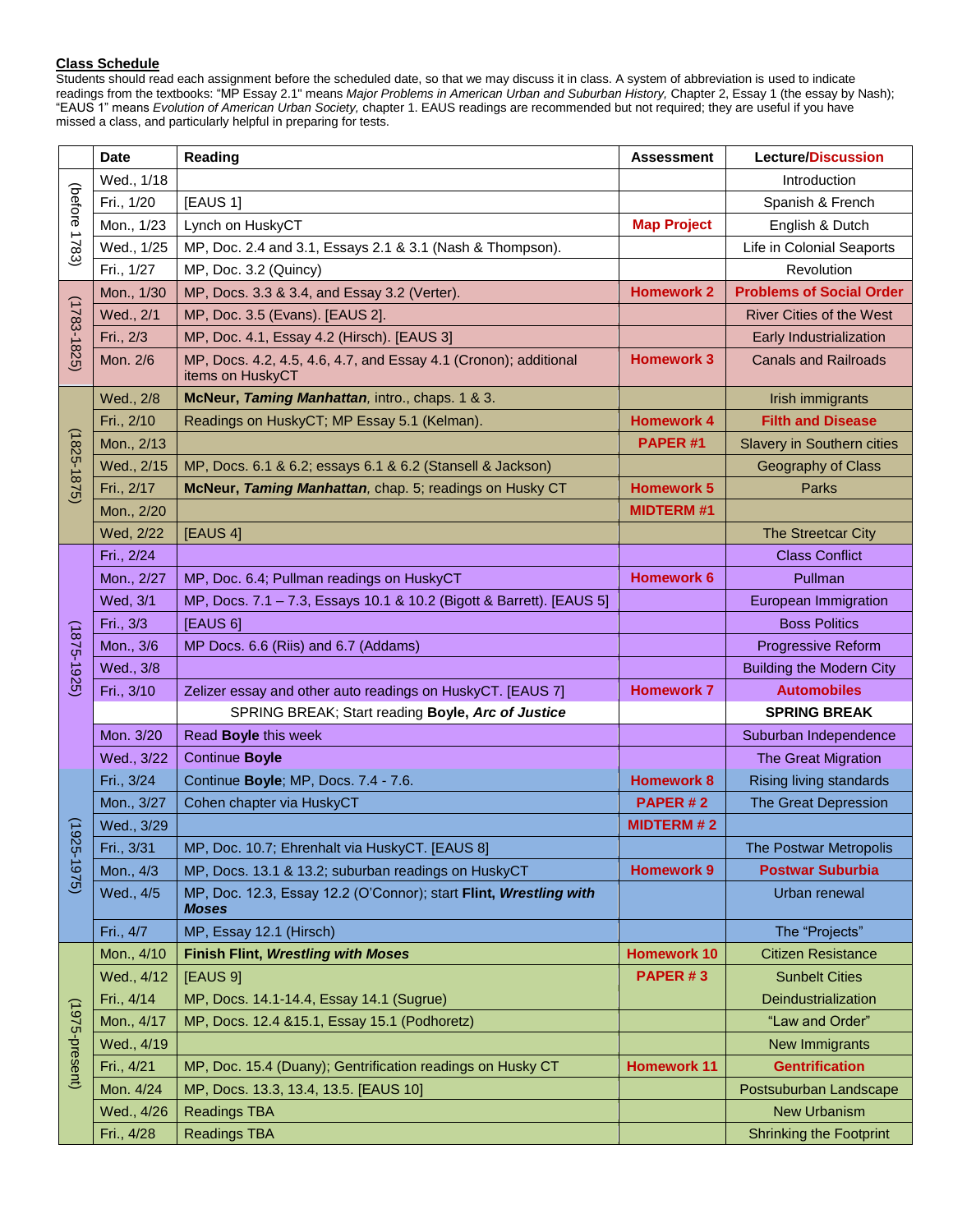**Class Schedule**

Students should read each assignment before the scheduled date, so that we may discuss it in class. A system of abbreviation is used to indicate readings from the textbooks: "MP Essay 2.1" means *Major Problems in American Urban and Suburban History,* Chapter 2, Essay 1 (the essay by Nash); "EAUS 1" means *Evolution of American Urban Society,* chapter 1. EAUS readings are recommended but not required; they are useful if you have missed a class, and particularly helpful in preparing for tests.

| | Date | Reading | Assessment | Lecture/Discussion |
|---|---|---|---|---|
| (before 1783) | Wed., 1/18 | | | Introduction |
| | Fri., 1/20 | [EAUS 1] | | Spanish & French |
| | Mon., 1/23 | Lynch on HuskyCT | **Map Project** | English & Dutch |
| | Wed., 1/25 | MP, Doc. 2.4 and 3.1, Essays 2.1 & 3.1 (Nash & Thompson). | | Life in Colonial Seaports |
| | Fri., 1/27 | MP, Doc. 3.2 (Quincy) | | Revolution |
| (1783-1825) | Mon., 1/30 | MP, Docs. 3.3 & 3.4, and Essay 3.2 (Verter). | **Homework 2** | **Problems of Social Order** |
| | Wed., 2/1 | MP, Doc. 3.5 (Evans). [EAUS 2]. | | River Cities of the West |
| | Fri., 2/3 | MP, Doc. 4.1, Essay 4.2 (Hirsch). [EAUS 3] | | Early Industrialization |
| | Mon. 2/6 | MP, Docs. 4.2, 4.5, 4.6, 4.7, and Essay 4.1 (Cronon); additional items on HuskyCT | **Homework 3** | Canals and Railroads |
| (1825-1875) | Wed., 2/8 | **McNeur, *Taming Manhattan*,** intro., chaps. 1 & 3. | | Irish immigrants |
| | Fri., 2/10 | Readings on HuskyCT; MP Essay 5.1 (Kelman). | **Homework 4** | **Filth and Disease** |
| | Mon., 2/13 | | **PAPER #1** | Slavery in Southern cities |
| | Wed., 2/15 | MP, Docs. 6.1 & 6.2; essays 6.1 & 6.2 (Stansell & Jackson) | | Geography of Class |
| | Fri., 2/17 | **McNeur, *Taming Manhattan*,** chap. 5; readings on Husky CT | **Homework 5** | Parks |
| | Mon., 2/20 | | **MIDTERM #1** | |
| | Wed, 2/22 | [EAUS 4] | | The Streetcar City |
| (1875-1925) | Fri., 2/24 | | | Class Conflict |
| | Mon., 2/27 | MP, Doc. 6.4; Pullman readings on HuskyCT | **Homework 6** | Pullman |
| | Wed, 3/1 | MP, Docs. 7.1 – 7.3, Essays 10.1 & 10.2 (Bigott & Barrett). [EAUS 5] | | European Immigration |
| | Fri., 3/3 | [EAUS 6] | | Boss Politics |
| | Mon., 3/6 | MP Docs. 6.6 (Riis) and 6.7 (Addams) | | Progressive Reform |
| | Wed., 3/8 | | | Building the Modern City |
| | Fri., 3/10 | Zelizer essay and other auto readings on HuskyCT. [EAUS 7] | **Homework 7** | **Automobiles** |
| | | SPRING BREAK; Start reading **Boyle, *Arc of Justice*** | | **SPRING BREAK** |
| | Mon. 3/20 | Read **Boyle** this week | | Suburban Independence |
| | Wed., 3/22 | Continue **Boyle** | | The Great Migration |
| (1925-1975) | Fri., 3/24 | Continue **Boyle**; MP, Docs. 7.4 - 7.6. | **Homework 8** | Rising living standards |
| | Mon., 3/27 | Cohen chapter via HuskyCT | **PAPER # 2** | The Great Depression |
| | Wed., 3/29 | | **MIDTERM # 2** | |
| | Fri., 3/31 | MP, Doc. 10.7; Ehrenhalt via HuskyCT. [EAUS 8] | | The Postwar Metropolis |
| | Mon., 4/3 | MP, Docs. 13.1 & 13.2; suburban readings on HuskyCT | **Homework 9** | **Postwar Suburbia** |
| | Wed., 4/5 | MP, Doc. 12.3, Essay 12.2 (O'Connor); start **Flint, *Wrestling with Moses*** | | Urban renewal |
| | Fri., 4/7 | MP, Essay 12.1 (Hirsch) | | The "Projects" |
| (1975-present) | Mon., 4/10 | **Finish Flint, *Wrestling with Moses*** | **Homework 10** | Citizen Resistance |
| | Wed., 4/12 | [EAUS 9] | **PAPER # 3** | Sunbelt Cities |
| | Fri., 4/14 | MP, Docs. 14.1-14.4, Essay 14.1 (Sugrue) | | Deindustrialization |
| | Mon., 4/17 | MP, Docs. 12.4 &15.1, Essay 15.1 (Podhoretz) | | "Law and Order" |
| | Wed., 4/19 | | | New Immigrants |
| | Fri., 4/21 | MP, Doc. 15.4 (Duany); Gentrification readings on Husky CT | **Homework 11** | **Gentrification** |
| | Mon. 4/24 | MP, Docs. 13.3, 13.4, 13.5. [EAUS 10] | | Postsuburban Landscape |
| | Wed., 4/26 | Readings TBA | | New Urbanism |
| | Fri., 4/28 | Readings TBA | | Shrinking the Footprint |